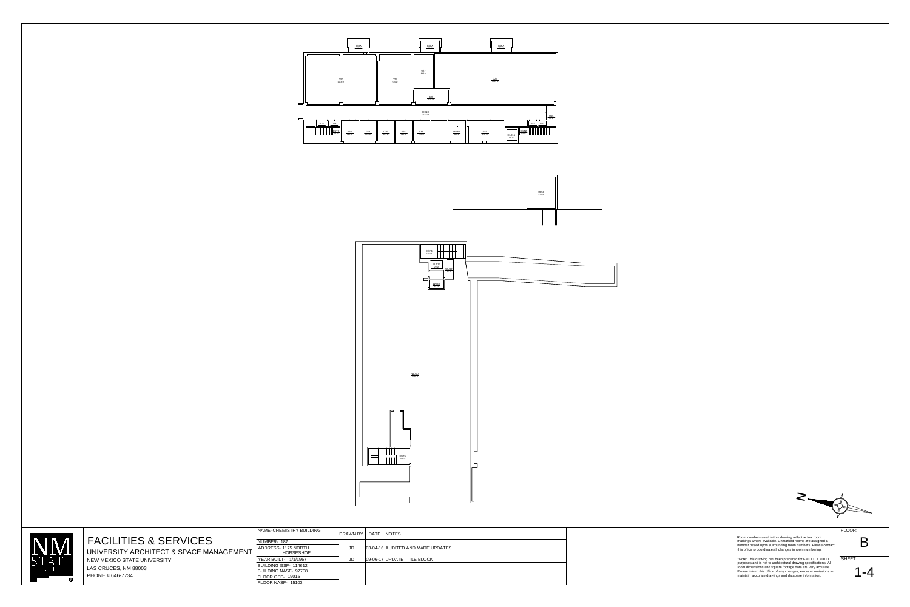Room labels (partially legible): 030A, 026A, 025A, 030, 029, 027, 025, 028, H030, 032, 034, 035, 036, 037, 038, H035, 040, 0ST1, 0ST2, D2A3, 0ST3, M050, 0ST4, 0L012, 0M30, W050, W010, 0ST5

# FACILITIES & SERVICES

UNIVERSITY ARCHITECT & SPACE MANAGEMENT

NEW MEXICO STATE UNIVERSITY

LAS CRUCES, NM 88003

PHONE # 646-7734

| NAME- CHEMISTRY BUILDING | DRAWN BY | DATE | NOTES |
|---|---|---|---|
| NUMBER- 187 | | | |
| ADDRESS- 1175 NORTH HORSESHOE | JD | 03-04-16 | AUDITED AND MADE UPDATES |
| YEAR BUILT- 1/1/1957 | JD | 09-06-17 | UPDATE TITLE BLOCK |
| BUILDING GSF- 114612 | | | |
| BUILDING NASF- 97708 | | | |
| FLOOR GSF- 19015 | | | |
| FLOOR NASF- 15103 | | | |

Room numbers used in this drawing reflect actual room markings where available. Unmarked rooms are assigned a number based upon surrounding room numbers. Please contact this office to coordinate all changes in room numbering.

*Note: This drawing has been prepared for FACILITY AUDIT purposes and is not to architectural drawing specifications. All room dimensions and square footage data are very accurate. Please inform this office of any changes, errors or omissions to maintain accurate drawings and database information.

FLOOR: B

SHEET: 1-4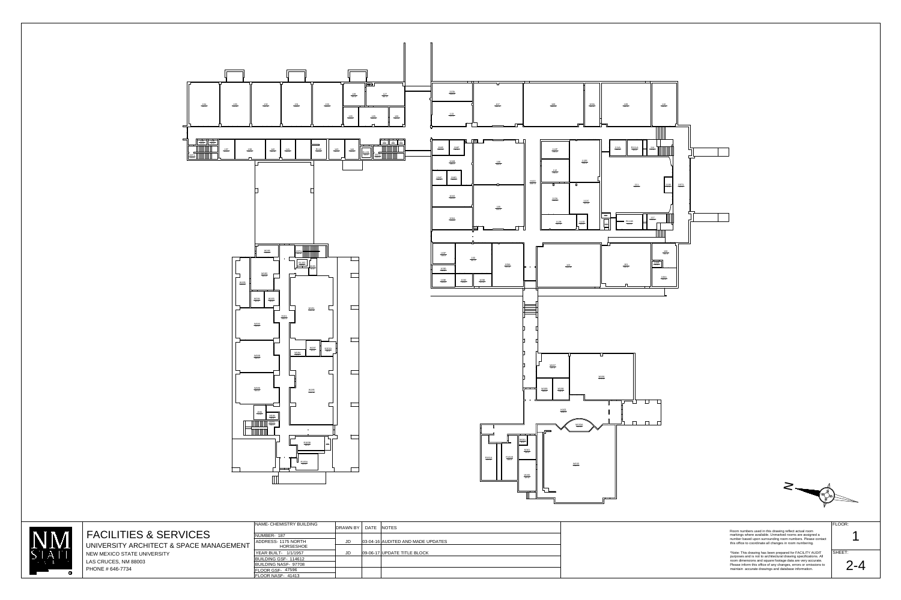# FACILITIES & SERVICES

UNIVERSITY ARCHITECT & SPACE MANAGEMENT

NEW MEXICO STATE UNIVERSITY

LAS CRUCES, NM 88003

PHONE # 646-7734

| NAME- CHEMISTRY BUILDING | DRAWN BY | DATE | NOTES |
|---|---|---|---|
| NUMBER- 187 | | | |
| ADDRESS- 1175 NORTH HORSESHOE | JD | 03-04-16 | AUDITED AND MADE UPDATES |
| YEAR BUILT- 1/1/1957 | JD | 09-06-17 | UPDATE TITLE BLOCK |
| BUILDING GSF- 114612 | | | |
| BUILDING NASF- 97708 | | | |
| FLOOR GSF- 47596 | | | |
| FLOOR NASF- 41413 | | | |

Room numbers used in this drawing reflect actual room markings where available. Unmarked rooms are assigned a number based upon surrounding room numbers. Please contact this office to coordinate all changes in room numbering.

*Note: This drawing has been prepared for FACILITY AUDIT purposes and is not to architectural drawing specifications. All room dimensions and square footage data are very accurate. Please inform this office of any changes, errors or omissions to maintain accurate drawings and database information.

FLOOR: 1

SHEET: 2-4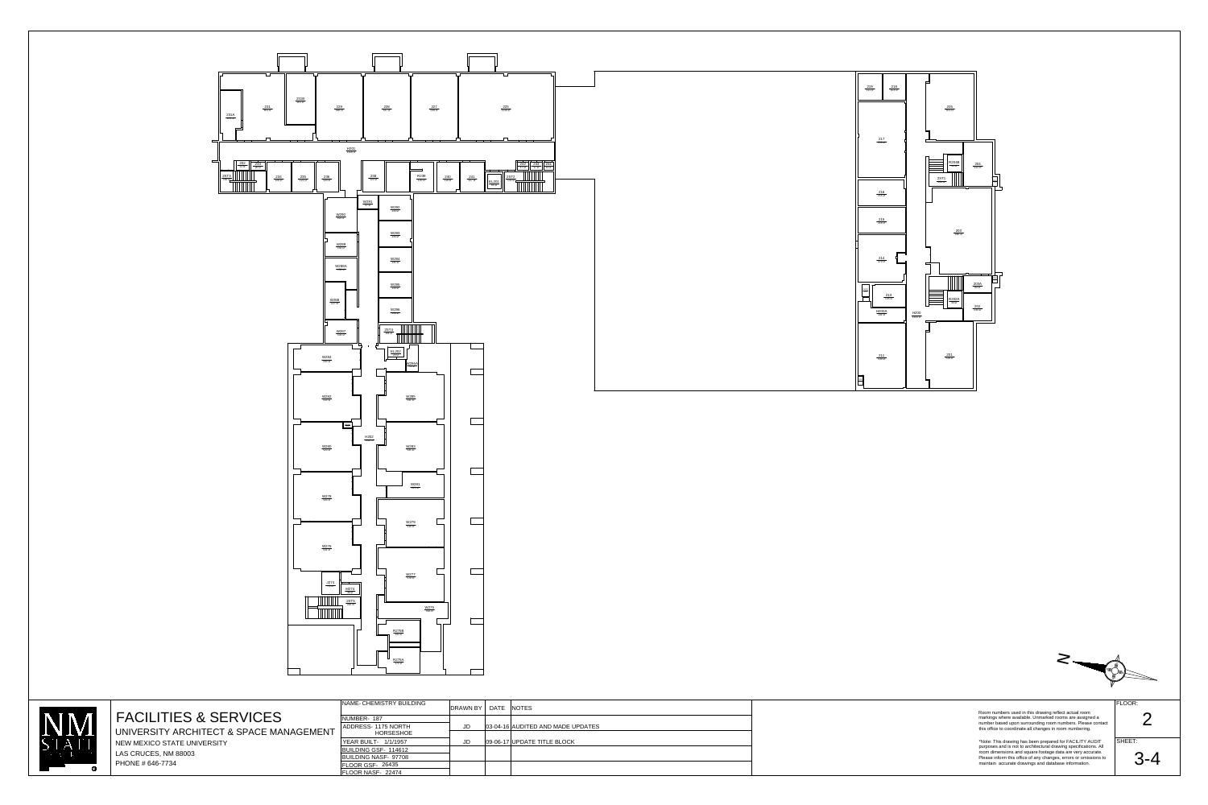FLOOR: 2

SHEET: 3-4

# FACILITIES & SERVICES

UNIVERSITY ARCHITECT & SPACE MANAGEMENT

NEW MEXICO STATE UNIVERSITY

LAS CRUCES, NM 88003

PHONE # 646-7734

| NAME- CHEMISTRY BUILDING | DRAWN BY | DATE | NOTES |
|---|---|---|---|
| NUMBER- 187 | | | |
| ADDRESS- 1175 NORTH HORSESHOE | JD | 03-04-16 | AUDITED AND MADE UPDATES |
| YEAR BUILT- 1/1/1957 | JD | 09-06-17 | UPDATE TITLE BLOCK |
| BUILDING GSF- 114612 | | | |
| BUILDING NASF- 97708 | | | |
| FLOOR GSF- 26435 | | | |
| FLOOR NASF- 22474 | | | |

Room numbers used in this drawing reflect actual room markings where available. Unmarked rooms are assigned a number based upon surrounding room numbers. Please contact this office to coordinate all changes in room numbering.

*Note: This drawing has been prepared for FACILITY AUDIT purposes and is not to architectural drawing specifications. All room dimensions and square footage data are very accurate. Please inform this office of any changes, errors or omissions to maintain accurate drawings and database information.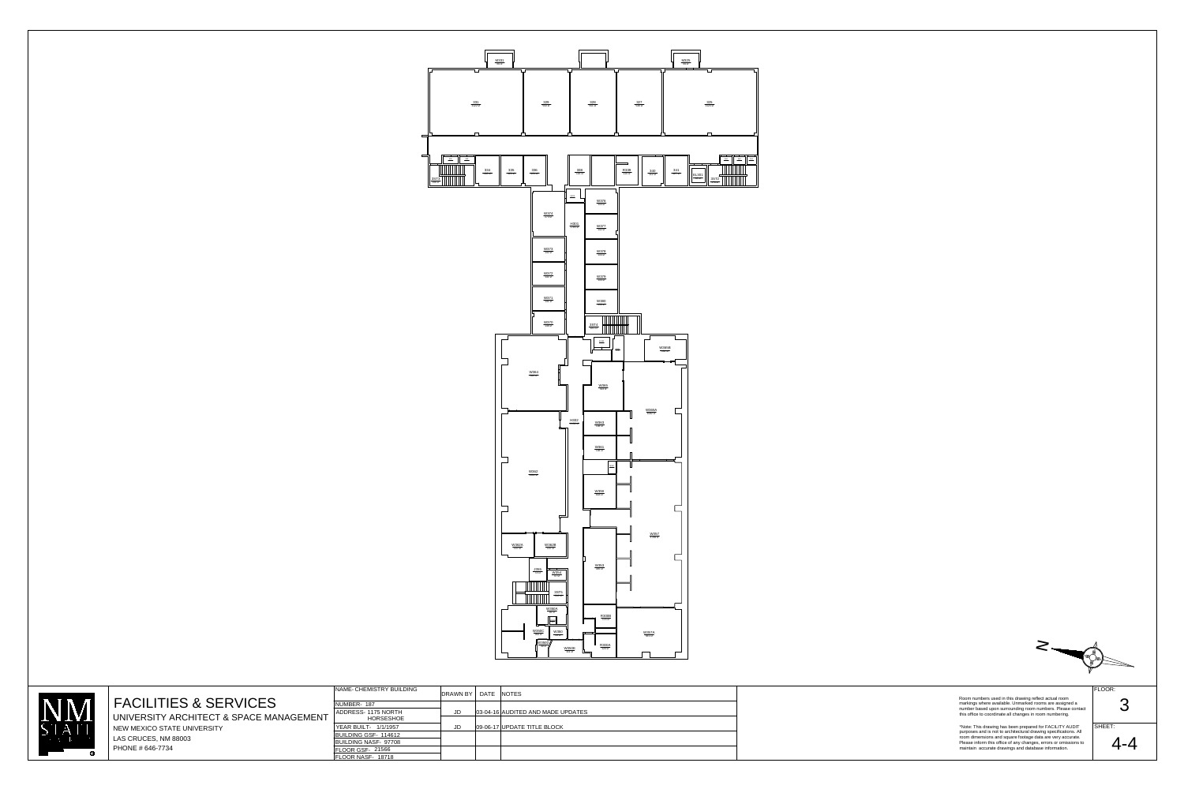FACILITIES & SERVICES

UNIVERSITY ARCHITECT & SPACE MANAGEMENT

NEW MEXICO STATE UNIVERSITY

LAS CRUCES, NM 88003

PHONE # 646-7734

| | | | |
|---|---|---|---|
| NAME- CHEMISTRY BUILDING | DRAWN BY | DATE | NOTES |
| NUMBER- 187 | | | |
| ADDRESS- 1175 NORTH HORSESHOE | JD | 03-04-16 | AUDITED AND MADE UPDATES |
| YEAR BUILT- 1/1/1957 | JD | 09-06-17 | UPDATE TITLE BLOCK |
| BUILDING GSF- 114612 | | | |
| BUILDING NASF- 97708 | | | |
| FLOOR GSF- 21566 | | | |
| FLOOR NASF- 18718 | | | |

Room numbers used in this drawing reflect actual room markings where available. Unmarked rooms are assigned a number based upon surrounding room numbers. Please contact this office to coordinate all changes in room numbering.

*Note: This drawing has been prepared for FACILITY AUDIT purposes and is not to architectural drawing specifications. All room dimensions and square footage data are very accurate. Please inform this office of any changes, errors or omissions to maintain accurate drawings and database information.

FLOOR: 3

SHEET: 4-4